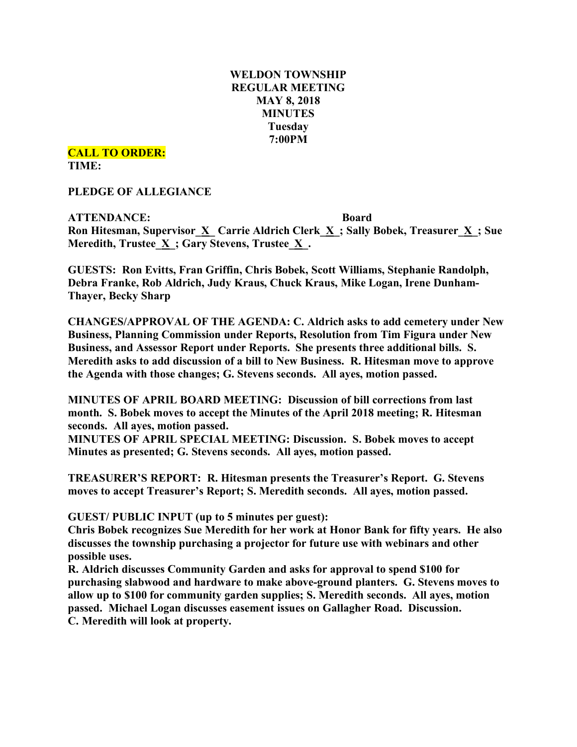**WELDON TOWNSHIP**
**REGULAR MEETING**
**MAY 8, 2018**
**MINUTES**
**Tuesday**
**7:00PM**

**CALL TO ORDER:**
**TIME:**

**PLEDGE OF ALLEGIANCE**

**ATTENDANCE: Board**
**Ron Hitesman, Supervisor_X_ Carrie Aldrich Clerk_X_; Sally Bobek, Treasurer_X_; Sue Meredith, Trustee_X_; Gary Stevens, Trustee_X_.**

**GUESTS: Ron Evitts, Fran Griffin, Chris Bobek, Scott Williams, Stephanie Randolph, Debra Franke, Rob Aldrich, Judy Kraus, Chuck Kraus, Mike Logan, Irene Dunham-Thayer, Becky Sharp**

**CHANGES/APPROVAL OF THE AGENDA: C. Aldrich asks to add cemetery under New Business, Planning Commission under Reports, Resolution from Tim Figura under New Business, and Assessor Report under Reports. She presents three additional bills. S. Meredith asks to add discussion of a bill to New Business. R. Hitesman move to approve the Agenda with those changes; G. Stevens seconds. All ayes, motion passed.**

**MINUTES OF APRIL BOARD MEETING: Discussion of bill corrections from last month. S. Bobek moves to accept the Minutes of the April 2018 meeting; R. Hitesman seconds. All ayes, motion passed.**
**MINUTES OF APRIL SPECIAL MEETING: Discussion. S. Bobek moves to accept Minutes as presented; G. Stevens seconds. All ayes, motion passed.**

**TREASURER'S REPORT: R. Hitesman presents the Treasurer's Report. G. Stevens moves to accept Treasurer's Report; S. Meredith seconds. All ayes, motion passed.**

**GUEST/ PUBLIC INPUT (up to 5 minutes per guest):**
**Chris Bobek recognizes Sue Meredith for her work at Honor Bank for fifty years. He also discusses the township purchasing a projector for future use with webinars and other possible uses.**
**R. Aldrich discusses Community Garden and asks for approval to spend $100 for purchasing slabwood and hardware to make above-ground planters. G. Stevens moves to allow up to $100 for community garden supplies; S. Meredith seconds. All ayes, motion passed. Michael Logan discusses easement issues on Gallagher Road. Discussion.**
**C. Meredith will look at property.**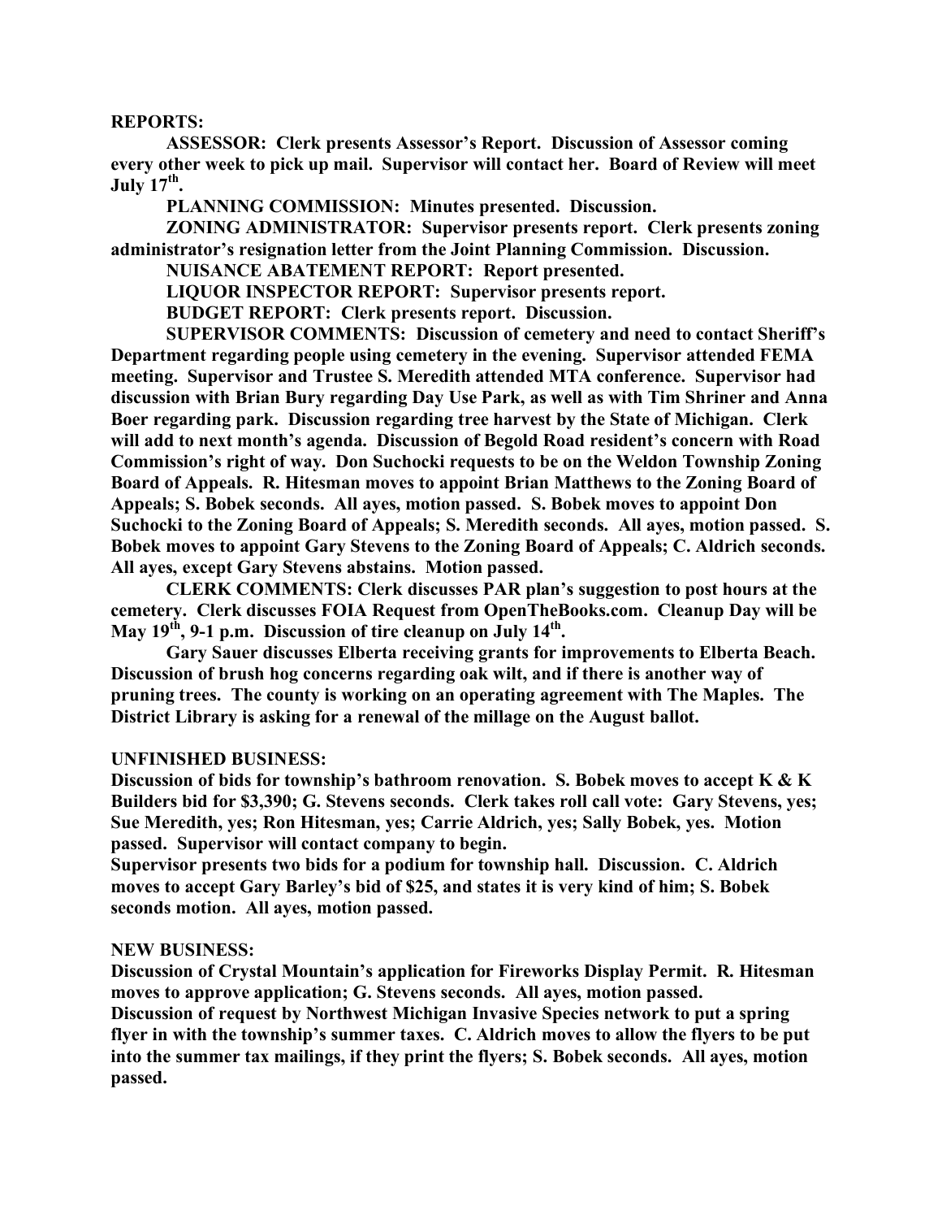**REPORTS:**

**ASSESSOR: Clerk presents Assessor's Report. Discussion of Assessor coming every other week to pick up mail. Supervisor will contact her. Board of Review will meet July 17th.**

**PLANNING COMMISSION: Minutes presented. Discussion.**

**ZONING ADMINISTRATOR: Supervisor presents report. Clerk presents zoning administrator's resignation letter from the Joint Planning Commission. Discussion.**

**NUISANCE ABATEMENT REPORT: Report presented.**

**LIQUOR INSPECTOR REPORT: Supervisor presents report.**

**BUDGET REPORT: Clerk presents report. Discussion.**

**SUPERVISOR COMMENTS: Discussion of cemetery and need to contact Sheriff's Department regarding people using cemetery in the evening. Supervisor attended FEMA meeting. Supervisor and Trustee S. Meredith attended MTA conference. Supervisor had discussion with Brian Bury regarding Day Use Park, as well as with Tim Shriner and Anna Boer regarding park. Discussion regarding tree harvest by the State of Michigan. Clerk will add to next month's agenda. Discussion of Begold Road resident's concern with Road Commission's right of way. Don Suchocki requests to be on the Weldon Township Zoning Board of Appeals. R. Hitesman moves to appoint Brian Matthews to the Zoning Board of Appeals; S. Bobek seconds. All ayes, motion passed. S. Bobek moves to appoint Don Suchocki to the Zoning Board of Appeals; S. Meredith seconds. All ayes, motion passed. S. Bobek moves to appoint Gary Stevens to the Zoning Board of Appeals; C. Aldrich seconds. All ayes, except Gary Stevens abstains. Motion passed.**

**CLERK COMMENTS: Clerk discusses PAR plan's suggestion to post hours at the cemetery. Clerk discusses FOIA Request from OpenTheBooks.com. Cleanup Day will be May 19th, 9-1 p.m. Discussion of tire cleanup on July 14th.**

**Gary Sauer discusses Elberta receiving grants for improvements to Elberta Beach. Discussion of brush hog concerns regarding oak wilt, and if there is another way of pruning trees. The county is working on an operating agreement with The Maples. The District Library is asking for a renewal of the millage on the August ballot.**

**UNFINISHED BUSINESS:**

**Discussion of bids for township's bathroom renovation. S. Bobek moves to accept K & K Builders bid for $3,390; G. Stevens seconds. Clerk takes roll call vote: Gary Stevens, yes; Sue Meredith, yes; Ron Hitesman, yes; Carrie Aldrich, yes; Sally Bobek, yes. Motion passed. Supervisor will contact company to begin.**

**Supervisor presents two bids for a podium for township hall. Discussion. C. Aldrich moves to accept Gary Barley's bid of $25, and states it is very kind of him; S. Bobek seconds motion. All ayes, motion passed.**

**NEW BUSINESS:**

**Discussion of Crystal Mountain's application for Fireworks Display Permit. R. Hitesman moves to approve application; G. Stevens seconds. All ayes, motion passed.**

**Discussion of request by Northwest Michigan Invasive Species network to put a spring flyer in with the township's summer taxes. C. Aldrich moves to allow the flyers to be put into the summer tax mailings, if they print the flyers; S. Bobek seconds. All ayes, motion passed.**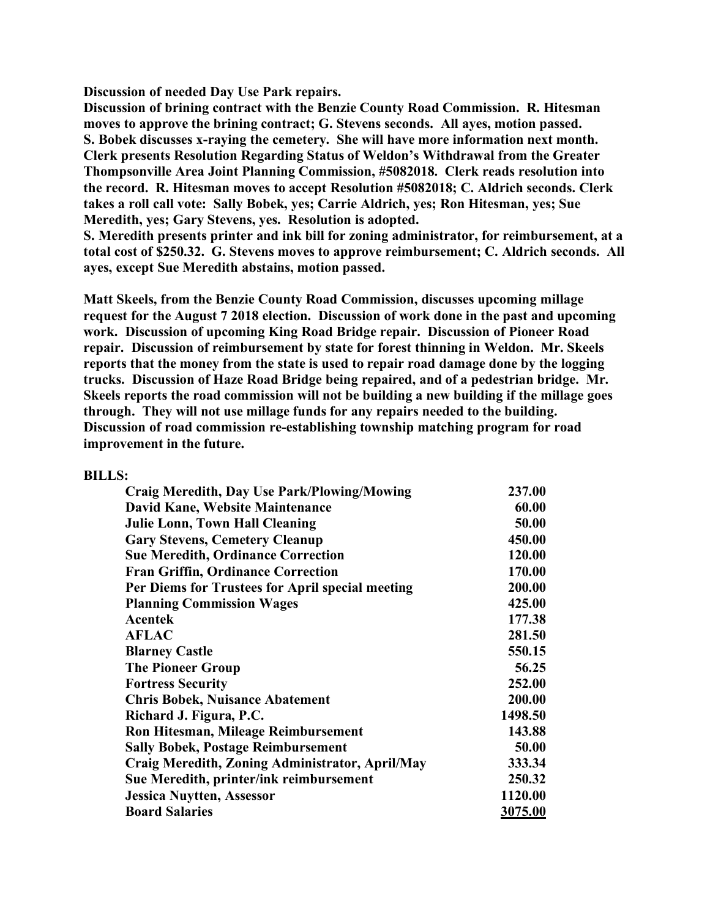**Discussion of needed Day Use Park repairs.**
**Discussion of brining contract with the Benzie County Road Commission. R. Hitesman moves to approve the brining contract; G. Stevens seconds. All ayes, motion passed.**
**S. Bobek discusses x-raying the cemetery. She will have more information next month.**
**Clerk presents Resolution Regarding Status of Weldon's Withdrawal from the Greater Thompsonville Area Joint Planning Commission, #5082018. Clerk reads resolution into the record. R. Hitesman moves to accept Resolution #5082018; C. Aldrich seconds. Clerk takes a roll call vote: Sally Bobek, yes; Carrie Aldrich, yes; Ron Hitesman, yes; Sue Meredith, yes; Gary Stevens, yes. Resolution is adopted.**
**S. Meredith presents printer and ink bill for zoning administrator, for reimbursement, at a total cost of $250.32. G. Stevens moves to approve reimbursement; C. Aldrich seconds. All ayes, except Sue Meredith abstains, motion passed.**

**Matt Skeels, from the Benzie County Road Commission, discusses upcoming millage request for the August 7 2018 election. Discussion of work done in the past and upcoming work. Discussion of upcoming King Road Bridge repair. Discussion of Pioneer Road repair. Discussion of reimbursement by state for forest thinning in Weldon. Mr. Skeels reports that the money from the state is used to repair road damage done by the logging trucks. Discussion of Haze Road Bridge being repaired, and of a pedestrian bridge. Mr. Skeels reports the road commission will not be building a new building if the millage goes through. They will not use millage funds for any repairs needed to the building. Discussion of road commission re-establishing township matching program for road improvement in the future.**

**BILLS:**

| | |
|---|---|
| **Craig Meredith, Day Use Park/Plowing/Mowing** | **237.00** |
| **David Kane, Website Maintenance** | **60.00** |
| **Julie Lonn, Town Hall Cleaning** | **50.00** |
| **Gary Stevens, Cemetery Cleanup** | **450.00** |
| **Sue Meredith, Ordinance Correction** | **120.00** |
| **Fran Griffin, Ordinance Correction** | **170.00** |
| **Per Diems for Trustees for April special meeting** | **200.00** |
| **Planning Commission Wages** | **425.00** |
| **Acentek** | **177.38** |
| **AFLAC** | **281.50** |
| **Blarney Castle** | **550.15** |
| **The Pioneer Group** | **56.25** |
| **Fortress Security** | **252.00** |
| **Chris Bobek, Nuisance Abatement** | **200.00** |
| **Richard J. Figura, P.C.** | **1498.50** |
| **Ron Hitesman, Mileage Reimbursement** | **143.88** |
| **Sally Bobek, Postage Reimbursement** | **50.00** |
| **Craig Meredith, Zoning Administrator, April/May** | **333.34** |
| **Sue Meredith, printer/ink reimbursement** | **250.32** |
| **Jessica Nuytten, Assessor** | **1120.00** |
| **Board Salaries** | **3075.00** |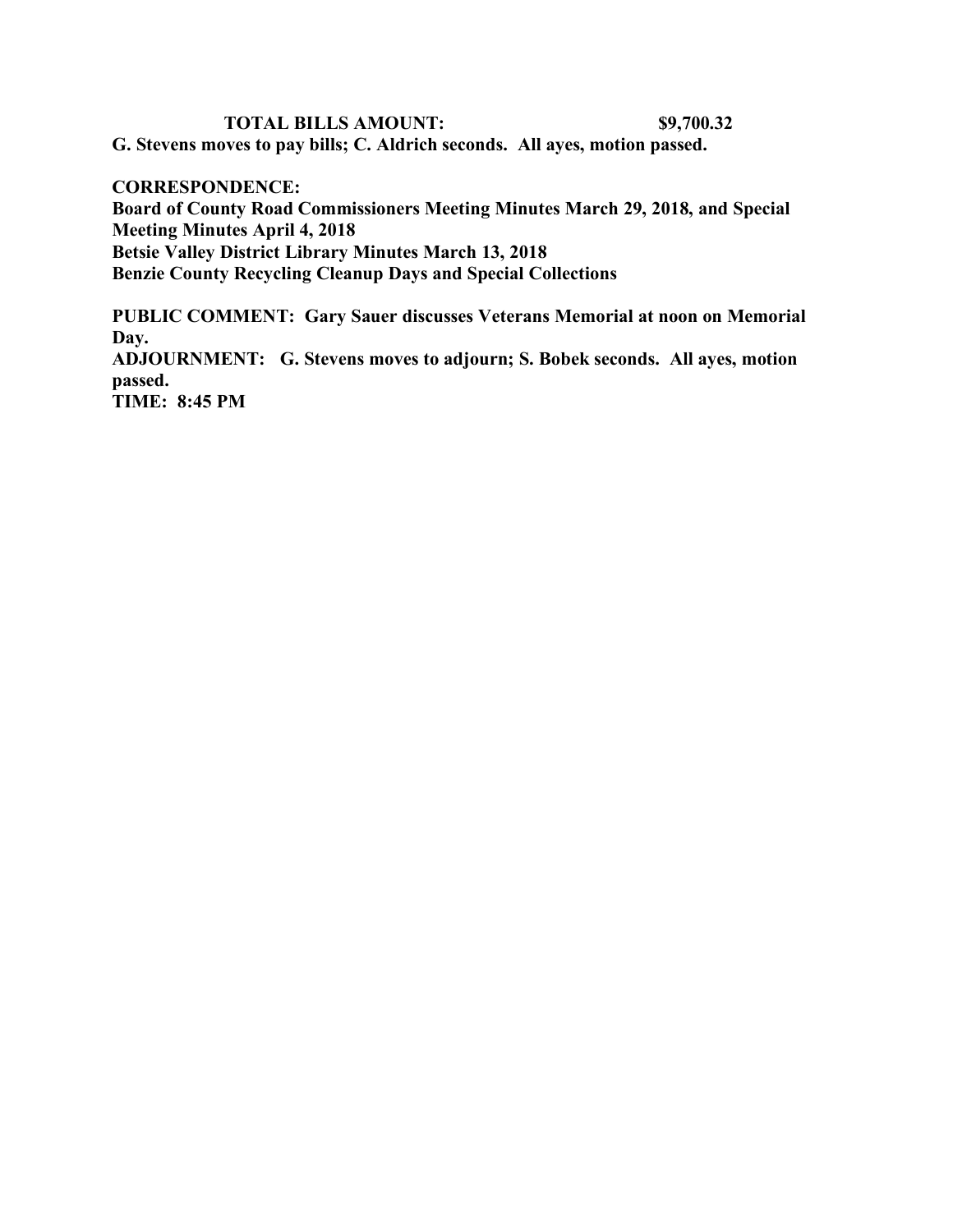**TOTAL BILLS AMOUNT: $9,700.32**

**G. Stevens moves to pay bills; C. Aldrich seconds. All ayes, motion passed.**

**CORRESPONDENCE:**

**Board of County Road Commissioners Meeting Minutes March 29, 2018, and Special Meeting Minutes April 4, 2018**

**Betsie Valley District Library Minutes March 13, 2018**

**Benzie County Recycling Cleanup Days and Special Collections**

**PUBLIC COMMENT: Gary Sauer discusses Veterans Memorial at noon on Memorial Day.**

**ADJOURNMENT: G. Stevens moves to adjourn; S. Bobek seconds. All ayes, motion passed.**

**TIME: 8:45 PM**